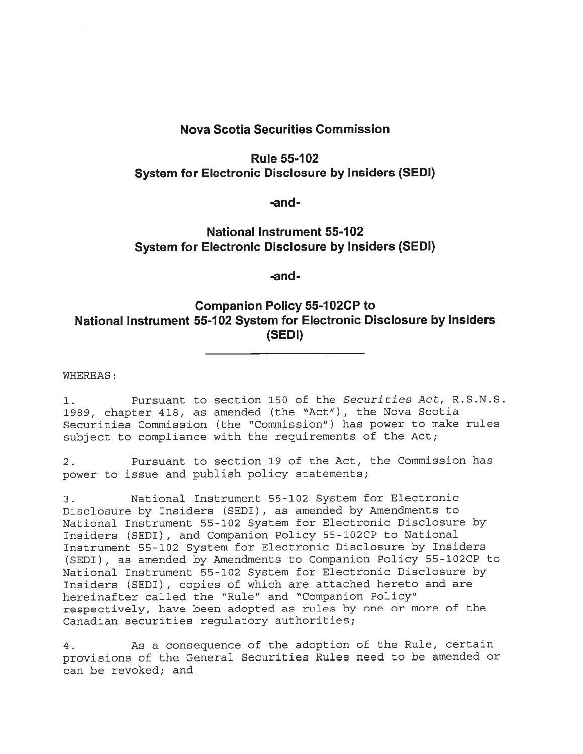# Nova Scotia Securities Commission

## Rule 55-102
## System for Electronic Disclosure by Insiders (SEDI)

**-and-**

## National Instrument 55-102
## System for Electronic Disclosure by Insiders (SEDI)

**-and-**

## Companion Policy 55-102CP to
## National Instrument 55-102 System for Electronic Disclosure by Insiders (SEDI)

---

WHEREAS:

1. Pursuant to section 150 of the *Securities Act*, R.S.N.S. 1989, chapter 418, as amended (the "Act"), the Nova Scotia Securities Commission (the "Commission") has power to make rules subject to compliance with the requirements of the Act;

2. Pursuant to section 19 of the Act, the Commission has power to issue and publish policy statements;

3. National Instrument 55-102 System for Electronic Disclosure by Insiders (SEDI), as amended by Amendments to National Instrument 55-102 System for Electronic Disclosure by Insiders (SEDI), and Companion Policy 55-102CP to National Instrument 55-102 System for Electronic Disclosure by Insiders (SEDI), as amended by Amendments to Companion Policy 55-102CP to National Instrument 55-102 System for Electronic Disclosure by Insiders (SEDI), copies of which are attached hereto and are hereinafter called the "Rule" and "Companion Policy" respectively, have been adopted as rules by one or more of the Canadian securities regulatory authorities;

4. As a consequence of the adoption of the Rule, certain provisions of the General Securities Rules need to be amended or can be revoked; and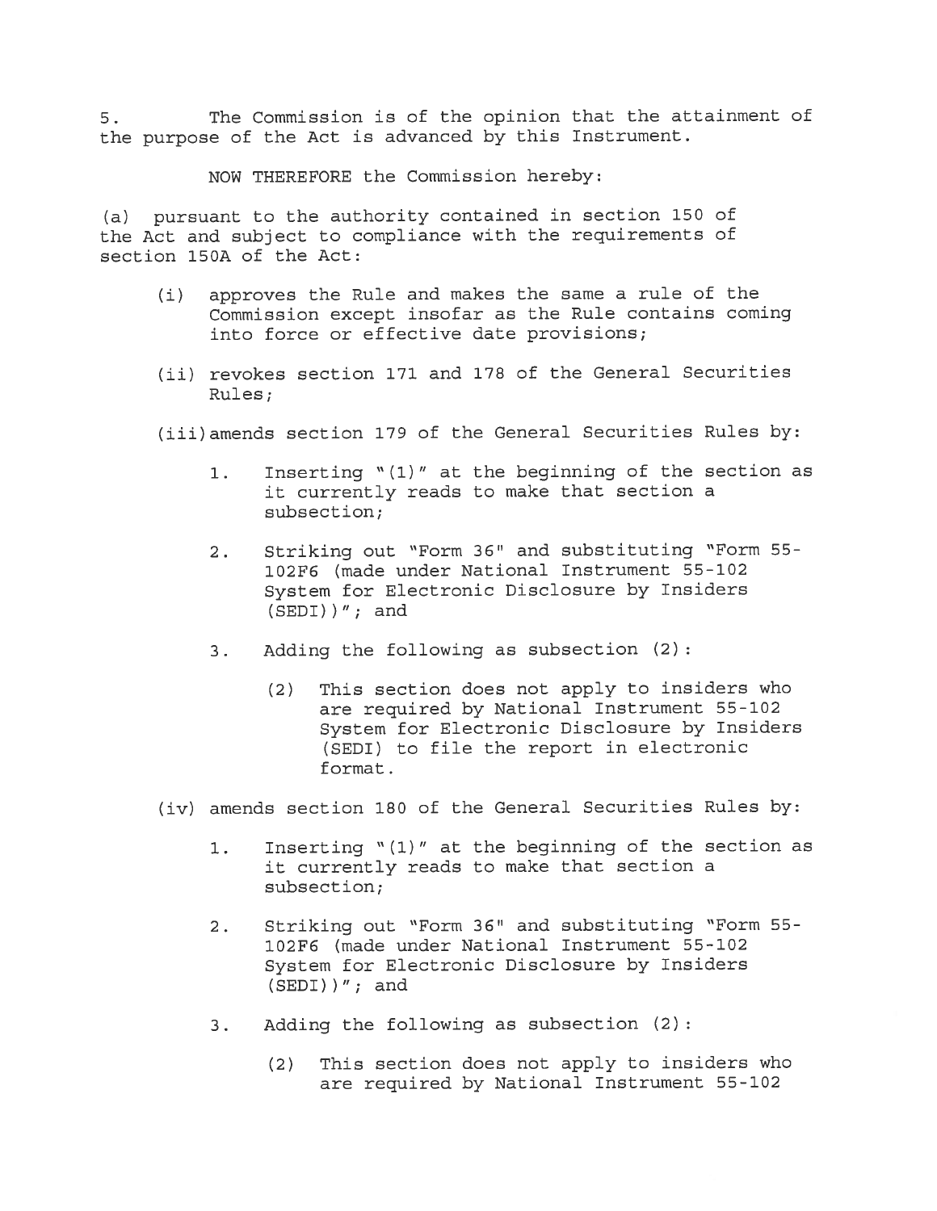5. The Commission is of the opinion that the attainment of the purpose of the Act is advanced by this Instrument.

NOW THEREFORE the Commission hereby:

(a) pursuant to the authority contained in section 150 of the Act and subject to compliance with the requirements of section 150A of the Act:

(i) approves the Rule and makes the same a rule of the Commission except insofar as the Rule contains coming into force or effective date provisions;

(ii) revokes section 171 and 178 of the General Securities Rules;

(iii) amends section 179 of the General Securities Rules by:

1. Inserting "(1)" at the beginning of the section as it currently reads to make that section a subsection;

2. Striking out "Form 36" and substituting "Form 55-102F6 (made under National Instrument 55-102 System for Electronic Disclosure by Insiders (SEDI))"; and

3. Adding the following as subsection (2):

   (2) This section does not apply to insiders who are required by National Instrument 55-102 System for Electronic Disclosure by Insiders (SEDI) to file the report in electronic format.

(iv) amends section 180 of the General Securities Rules by:

1. Inserting "(1)" at the beginning of the section as it currently reads to make that section a subsection;

2. Striking out "Form 36" and substituting "Form 55-102F6 (made under National Instrument 55-102 System for Electronic Disclosure by Insiders (SEDI))"; and

3. Adding the following as subsection (2):

   (2) This section does not apply to insiders who are required by National Instrument 55-102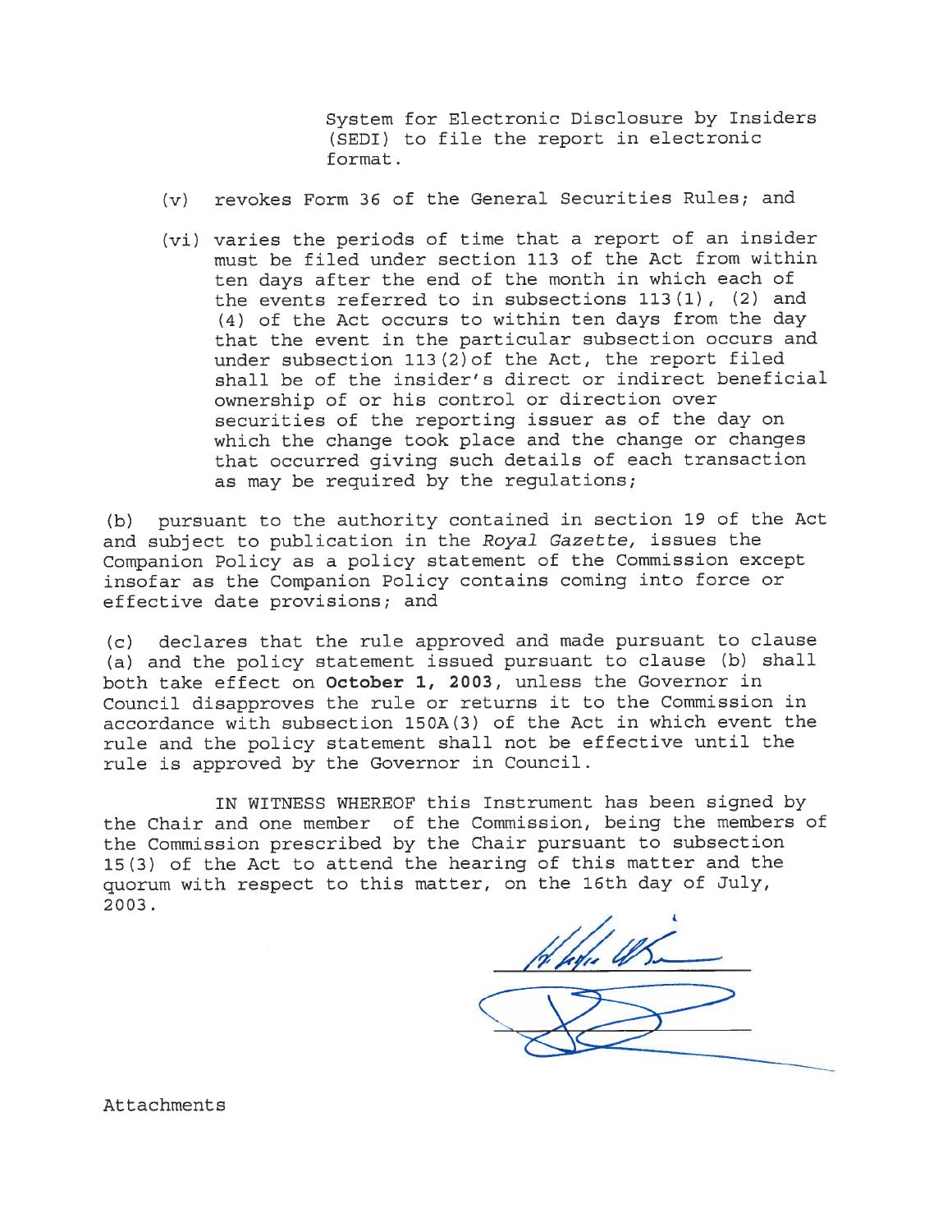System for Electronic Disclosure by Insiders (SEDI) to file the report in electronic format.

(v) revokes Form 36 of the General Securities Rules; and

(vi) varies the periods of time that a report of an insider must be filed under section 113 of the Act from within ten days after the end of the month in which each of the events referred to in subsections 113(1), (2) and (4) of the Act occurs to within ten days from the day that the event in the particular subsection occurs and under subsection 113(2)of the Act, the report filed shall be of the insider's direct or indirect beneficial ownership of or his control or direction over securities of the reporting issuer as of the day on which the change took place and the change or changes that occurred giving such details of each transaction as may be required by the regulations;

(b) pursuant to the authority contained in section 19 of the Act and subject to publication in the *Royal Gazette*, issues the Companion Policy as a policy statement of the Commission except insofar as the Companion Policy contains coming into force or effective date provisions; and

(c) declares that the rule approved and made pursuant to clause (a) and the policy statement issued pursuant to clause (b) shall both take effect on **October 1, 2003**, unless the Governor in Council disapproves the rule or returns it to the Commission in accordance with subsection 150A(3) of the Act in which event the rule and the policy statement shall not be effective until the rule is approved by the Governor in Council.

IN WITNESS WHEREOF this Instrument has been signed by the Chair and one member of the Commission, being the members of the Commission prescribed by the Chair pursuant to subsection 15(3) of the Act to attend the hearing of this matter and the quorum with respect to this matter, on the 16th day of July, 2003.

Attachments